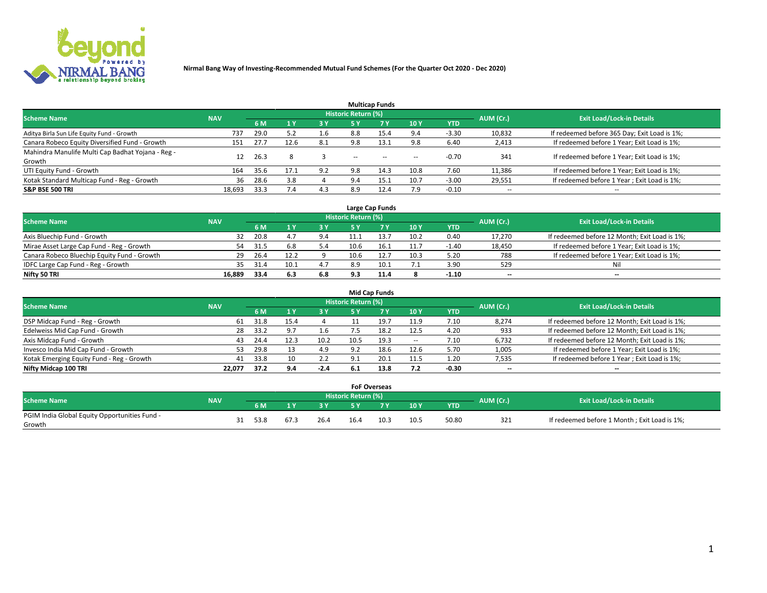# Nirmal Bang Way of Investing-Recommended Mutual Fund Schemes (For the Quarter Oct 2020 - Dec 2020)

## Multicap Funds

| Scheme Name | NAV | Historic Return (%) | | | | | | | AUM (Cr.) | Exit Load/Lock-in Details |
|---|---|---|---|---|---|---|---|---|---|---|
| | | 6 M | 1 Y | 3 Y | 5 Y | 7 Y | 10 Y | YTD | | |
| Aditya Birla Sun Life Equity Fund - Growth | 737 | 29.0 | 5.2 | 1.6 | 8.8 | 15.4 | 9.4 | -3.30 | 10,832 | If redeemed before 365 Day; Exit Load is 1%; |
| Canara Robeco Equity Diversified Fund - Growth | 151 | 27.7 | 12.6 | 8.1 | 9.8 | 13.1 | 9.8 | 6.40 | 2,413 | If redeemed before 1 Year; Exit Load is 1%; |
| Mahindra Manulife Multi Cap Badhat Yojana - Reg - Growth | 12 | 26.3 | 8 | 3 | -- | -- | -- | -0.70 | 341 | If redeemed before 1 Year; Exit Load is 1%; |
| UTI Equity Fund - Growth | 164 | 35.6 | 17.1 | 9.2 | 9.8 | 14.3 | 10.8 | 7.60 | 11,386 | If redeemed before 1 Year; Exit Load is 1%; |
| Kotak Standard Multicap Fund - Reg - Growth | 36 | 28.6 | 3.8 | 4 | 9.4 | 15.1 | 10.7 | -3.00 | 29,551 | If redeemed before 1 Year ; Exit Load is 1%; |
| **S&P BSE 500 TRI** | **18,693** | **33.3** | **7.4** | **4.3** | **8.9** | **12.4** | **7.9** | **-0.10** | **--** | **--** |

## Large Cap Funds

| Scheme Name | NAV | Historic Return (%) | | | | | | | AUM (Cr.) | Exit Load/Lock-in Details |
|---|---|---|---|---|---|---|---|---|---|---|
| | | 6 M | 1 Y | 3 Y | 5 Y | 7 Y | 10 Y | YTD | | |
| Axis Bluechip Fund - Growth | 32 | 20.8 | 4.7 | 9.4 | 11.1 | 13.7 | 10.2 | 0.40 | 17,270 | If redeemed before 12 Month; Exit Load is 1%; |
| Mirae Asset Large Cap Fund - Reg - Growth | 54 | 31.5 | 6.8 | 5.4 | 10.6 | 16.1 | 11.7 | -1.40 | 18,450 | If redeemed before 1 Year; Exit Load is 1%; |
| Canara Robeco Bluechip Equity Fund - Growth | 29 | 26.4 | 12.2 | 9 | 10.6 | 12.7 | 10.3 | 5.20 | 788 | If redeemed before 1 Year; Exit Load is 1%; |
| IDFC Large Cap Fund - Reg - Growth | 35 | 31.4 | 10.1 | 4.7 | 8.9 | 10.1 | 7.1 | 3.90 | 529 | Nil |
| **Nifty 50 TRI** | **16,889** | **33.4** | **6.3** | **6.8** | **9.3** | **11.4** | **8** | **-1.10** | **--** | **--** |

## Mid Cap Funds

| Scheme Name | NAV | Historic Return (%) | | | | | | | AUM (Cr.) | Exit Load/Lock-in Details |
|---|---|---|---|---|---|---|---|---|---|---|
| | | 6 M | 1 Y | 3 Y | 5 Y | 7 Y | 10 Y | YTD | | |
| DSP Midcap Fund - Reg - Growth | 61 | 31.8 | 15.4 | 4 | 11 | 19.7 | 11.9 | 7.10 | 8,274 | If redeemed before 12 Month; Exit Load is 1%; |
| Edelweiss Mid Cap Fund - Growth | 28 | 33.2 | 9.7 | 1.6 | 7.5 | 18.2 | 12.5 | 4.20 | 933 | If redeemed before 12 Month; Exit Load is 1%; |
| Axis Midcap Fund - Growth | 43 | 24.4 | 12.3 | 10.2 | 10.5 | 19.3 | -- | 7.10 | 6,732 | If redeemed before 12 Month; Exit Load is 1%; |
| Invesco India Mid Cap Fund - Growth | 53 | 29.8 | 13 | 4.9 | 9.2 | 18.6 | 12.6 | 5.70 | 1,005 | If redeemed before 1 Year; Exit Load is 1%; |
| Kotak Emerging Equity Fund - Reg - Growth | 41 | 33.8 | 10 | 2.2 | 9.1 | 20.1 | 11.5 | 1.20 | 7,535 | If redeemed before 1 Year ; Exit Load is 1%; |
| **Nifty Midcap 100 TRI** | **22,077** | **37.2** | **9.4** | **-2.4** | **6.1** | **13.8** | **7.2** | **-0.30** | **--** | **--** |

## FoF Overseas

| Scheme Name | NAV | Historic Return (%) | | | | | | | AUM (Cr.) | Exit Load/Lock-in Details |
|---|---|---|---|---|---|---|---|---|---|---|
| | | 6 M | 1 Y | 3 Y | 5 Y | 7 Y | 10 Y | YTD | | |
| PGIM India Global Equity Opportunities Fund - Growth | 31 | 53.8 | 67.3 | 26.4 | 16.4 | 10.3 | 10.5 | 50.80 | 321 | If redeemed before 1 Month ; Exit Load is 1%; |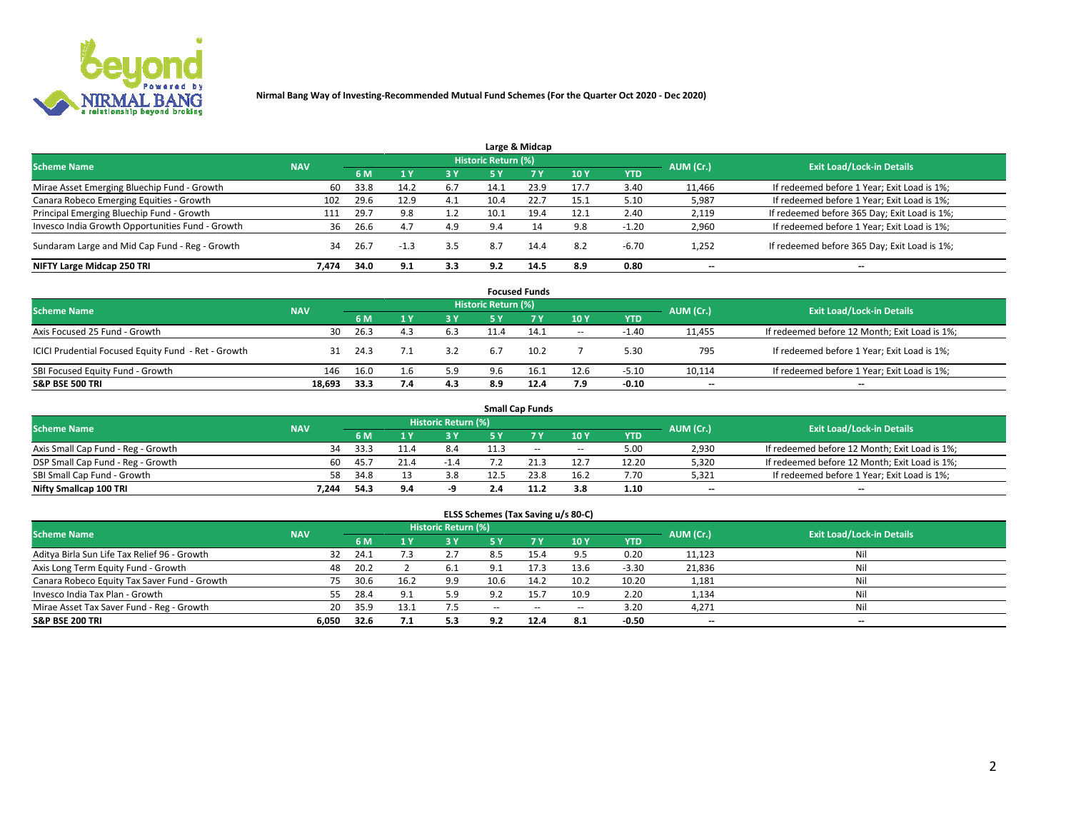**Nirmal Bang Way of Investing-Recommended Mutual Fund Schemes (For the Quarter Oct 2020 - Dec 2020)**

### Large & Midcap

| Scheme Name | NAV | Historic Return (%) | | | | | | | AUM (Cr.) | Exit Load/Lock-in Details |
|---|---|---|---|---|---|---|---|---|---|---|
| | | 6 M | 1 Y | 3 Y | 5 Y | 7 Y | 10 Y | YTD | | |
| Mirae Asset Emerging Bluechip Fund - Growth | 60 | 33.8 | 14.2 | 6.7 | 14.1 | 23.9 | 17.7 | 3.40 | 11,466 | If redeemed before 1 Year; Exit Load is 1%; |
| Canara Robeco Emerging Equities - Growth | 102 | 29.6 | 12.9 | 4.1 | 10.4 | 22.7 | 15.1 | 5.10 | 5,987 | If redeemed before 1 Year; Exit Load is 1%; |
| Principal Emerging Bluechip Fund - Growth | 111 | 29.7 | 9.8 | 1.2 | 10.1 | 19.4 | 12.1 | 2.40 | 2,119 | If redeemed before 365 Day; Exit Load is 1%; |
| Invesco India Growth Opportunities Fund - Growth | 36 | 26.6 | 4.7 | 4.9 | 9.4 | 14 | 9.8 | -1.20 | 2,960 | If redeemed before 1 Year; Exit Load is 1%; |
| Sundaram Large and Mid Cap Fund - Reg - Growth | 34 | 26.7 | -1.3 | 3.5 | 8.7 | 14.4 | 8.2 | -6.70 | 1,252 | If redeemed before 365 Day; Exit Load is 1%; |
| **NIFTY Large Midcap 250 TRI** | **7,474** | **34.0** | **9.1** | **3.3** | **9.2** | **14.5** | **8.9** | **0.80** | **--** | **--** |

### Focused Funds

| Scheme Name | NAV | Historic Return (%) | | | | | | | AUM (Cr.) | Exit Load/Lock-in Details |
|---|---|---|---|---|---|---|---|---|---|---|
| | | 6 M | 1 Y | 3 Y | 5 Y | 7 Y | 10 Y | YTD | | |
| Axis Focused 25 Fund - Growth | 30 | 26.3 | 4.3 | 6.3 | 11.4 | 14.1 | -- | -1.40 | 11,455 | If redeemed before 12 Month; Exit Load is 1%; |
| ICICI Prudential Focused Equity Fund - Ret - Growth | 31 | 24.3 | 7.1 | 3.2 | 6.7 | 10.2 | 7 | 5.30 | 795 | If redeemed before 1 Year; Exit Load is 1%; |
| SBI Focused Equity Fund - Growth | 146 | 16.0 | 1.6 | 5.9 | 9.6 | 16.1 | 12.6 | -5.10 | 10,114 | If redeemed before 1 Year; Exit Load is 1%; |
| **S&P BSE 500 TRI** | **18,693** | **33.3** | **7.4** | **4.3** | **8.9** | **12.4** | **7.9** | **-0.10** | **--** | **--** |

### Small Cap Funds

| Scheme Name | NAV | Historic Return (%) | | | | | | | AUM (Cr.) | Exit Load/Lock-in Details |
|---|---|---|---|---|---|---|---|---|---|---|
| | | 6 M | 1 Y | 3 Y | 5 Y | 7 Y | 10 Y | YTD | | |
| Axis Small Cap Fund - Reg - Growth | 34 | 33.3 | 11.4 | 8.4 | 11.3 | -- | -- | 5.00 | 2,930 | If redeemed before 12 Month; Exit Load is 1%; |
| DSP Small Cap Fund - Reg - Growth | 60 | 45.7 | 21.4 | -1.4 | 7.2 | 21.3 | 12.7 | 12.20 | 5,320 | If redeemed before 12 Month; Exit Load is 1%; |
| SBI Small Cap Fund - Growth | 58 | 34.8 | 13 | 3.8 | 12.5 | 23.8 | 16.2 | 7.70 | 5,321 | If redeemed before 1 Year; Exit Load is 1%; |
| **Nifty Smallcap 100 TRI** | **7,244** | **54.3** | **9.4** | **-9** | **2.4** | **11.2** | **3.8** | **1.10** | **--** | **--** |

### ELSS Schemes (Tax Saving u/s 80-C)

| Scheme Name | NAV | Historic Return (%) | | | | | | | AUM (Cr.) | Exit Load/Lock-in Details |
|---|---|---|---|---|---|---|---|---|---|---|
| | | 6 M | 1 Y | 3 Y | 5 Y | 7 Y | 10 Y | YTD | | |
| Aditya Birla Sun Life Tax Relief 96 - Growth | 32 | 24.1 | 7.3 | 2.7 | 8.5 | 15.4 | 9.5 | 0.20 | 11,123 | Nil |
| Axis Long Term Equity Fund - Growth | 48 | 20.2 | 2 | 6.1 | 9.1 | 17.3 | 13.6 | -3.30 | 21,836 | Nil |
| Canara Robeco Equity Tax Saver Fund - Growth | 75 | 30.6 | 16.2 | 9.9 | 10.6 | 14.2 | 10.2 | 10.20 | 1,181 | Nil |
| Invesco India Tax Plan - Growth | 55 | 28.4 | 9.1 | 5.9 | 9.2 | 15.7 | 10.9 | 2.20 | 1,134 | Nil |
| Mirae Asset Tax Saver Fund - Reg - Growth | 20 | 35.9 | 13.1 | 7.5 | -- | -- | -- | 3.20 | 4,271 | Nil |
| **S&P BSE 200 TRI** | **6,050** | **32.6** | **7.1** | **5.3** | **9.2** | **12.4** | **8.1** | **-0.50** | **--** | **--** |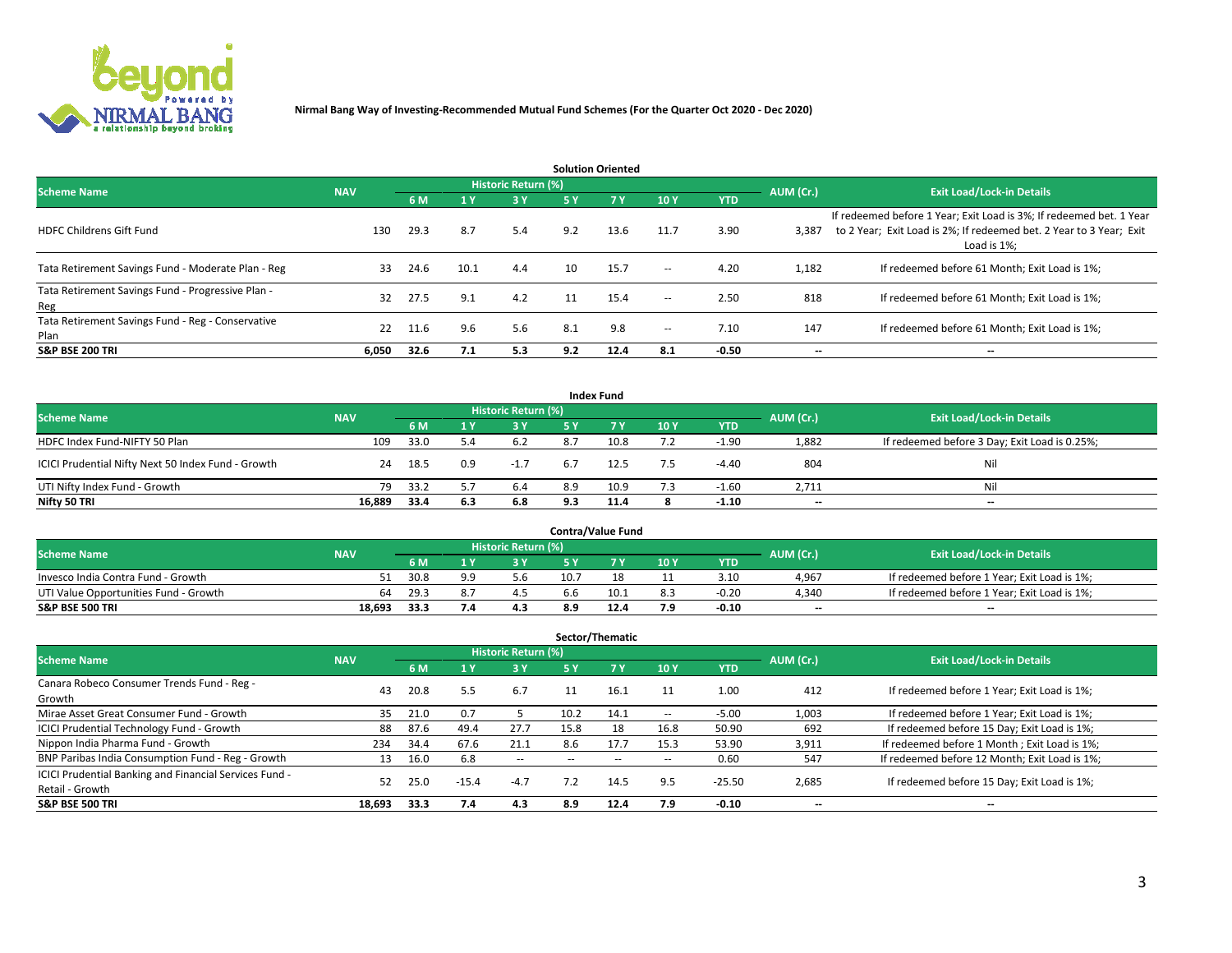**Nirmal Bang Way of Investing-Recommended Mutual Fund Schemes (For the Quarter Oct 2020 - Dec 2020)**

### Solution Oriented

| Scheme Name | NAV | Historic Return (%) | | | | | | | AUM (Cr.) | Exit Load/Lock-in Details |
|---|---|---|---|---|---|---|---|---|---|---|
| | | 6 M | 1 Y | 3 Y | 5 Y | 7 Y | 10 Y | YTD | | |
| HDFC Childrens Gift Fund | 130 | 29.3 | 8.7 | 5.4 | 9.2 | 13.6 | 11.7 | 3.90 | 3,387 | If redeemed before 1 Year; Exit Load is 3%; If redeemed bet. 1 Year to 2 Year; Exit Load is 2%; If redeemed bet. 2 Year to 3 Year; Exit Load is 1%; |
| Tata Retirement Savings Fund - Moderate Plan - Reg | 33 | 24.6 | 10.1 | 4.4 | 10 | 15.7 | -- | 4.20 | 1,182 | If redeemed before 61 Month; Exit Load is 1%; |
| Tata Retirement Savings Fund - Progressive Plan - Reg | 32 | 27.5 | 9.1 | 4.2 | 11 | 15.4 | -- | 2.50 | 818 | If redeemed before 61 Month; Exit Load is 1%; |
| Tata Retirement Savings Fund - Reg - Conservative Plan | 22 | 11.6 | 9.6 | 5.6 | 8.1 | 9.8 | -- | 7.10 | 147 | If redeemed before 61 Month; Exit Load is 1%; |
| **S&P BSE 200 TRI** | **6,050** | **32.6** | **7.1** | **5.3** | **9.2** | **12.4** | **8.1** | **-0.50** | **--** | **--** |

### Index Fund

| Scheme Name | NAV | Historic Return (%) | | | | | | | AUM (Cr.) | Exit Load/Lock-in Details |
|---|---|---|---|---|---|---|---|---|---|---|
| | | 6 M | 1 Y | 3 Y | 5 Y | 7 Y | 10 Y | YTD | | |
| HDFC Index Fund-NIFTY 50 Plan | 109 | 33.0 | 5.4 | 6.2 | 8.7 | 10.8 | 7.2 | -1.90 | 1,882 | If redeemed before 3 Day; Exit Load is 0.25%; |
| ICICI Prudential Nifty Next 50 Index Fund - Growth | 24 | 18.5 | 0.9 | -1.7 | 6.7 | 12.5 | 7.5 | -4.40 | 804 | Nil |
| UTI Nifty Index Fund - Growth | 79 | 33.2 | 5.7 | 6.4 | 8.9 | 10.9 | 7.3 | -1.60 | 2,711 | Nil |
| **Nifty 50 TRI** | **16,889** | **33.4** | **6.3** | **6.8** | **9.3** | **11.4** | **8** | **-1.10** | **--** | **--** |

### Contra/Value Fund

| Scheme Name | NAV | Historic Return (%) | | | | | | | AUM (Cr.) | Exit Load/Lock-in Details |
|---|---|---|---|---|---|---|---|---|---|---|
| | | 6 M | 1 Y | 3 Y | 5 Y | 7 Y | 10 Y | YTD | | |
| Invesco India Contra Fund - Growth | 51 | 30.8 | 9.9 | 5.6 | 10.7 | 18 | 11 | 3.10 | 4,967 | If redeemed before 1 Year; Exit Load is 1%; |
| UTI Value Opportunities Fund - Growth | 64 | 29.3 | 8.7 | 4.5 | 6.6 | 10.1 | 8.3 | -0.20 | 4,340 | If redeemed before 1 Year; Exit Load is 1%; |
| **S&P BSE 500 TRI** | **18,693** | **33.3** | **7.4** | **4.3** | **8.9** | **12.4** | **7.9** | **-0.10** | **--** | **--** |

### Sector/Thematic

| Scheme Name | NAV | Historic Return (%) | | | | | | | AUM (Cr.) | Exit Load/Lock-in Details |
|---|---|---|---|---|---|---|---|---|---|---|
| | | 6 M | 1 Y | 3 Y | 5 Y | 7 Y | 10 Y | YTD | | |
| Canara Robeco Consumer Trends Fund - Reg - Growth | 43 | 20.8 | 5.5 | 6.7 | 11 | 16.1 | 11 | 1.00 | 412 | If redeemed before 1 Year; Exit Load is 1%; |
| Mirae Asset Great Consumer Fund - Growth | 35 | 21.0 | 0.7 | 5 | 10.2 | 14.1 | -- | -5.00 | 1,003 | If redeemed before 1 Year; Exit Load is 1%; |
| ICICI Prudential Technology Fund - Growth | 88 | 87.6 | 49.4 | 27.7 | 15.8 | 18 | 16.8 | 50.90 | 692 | If redeemed before 15 Day; Exit Load is 1%; |
| Nippon India Pharma Fund - Growth | 234 | 34.4 | 67.6 | 21.1 | 8.6 | 17.7 | 15.3 | 53.90 | 3,911 | If redeemed before 1 Month ; Exit Load is 1%; |
| BNP Paribas India Consumption Fund - Reg - Growth | 13 | 16.0 | 6.8 | -- | -- | -- | -- | 0.60 | 547 | If redeemed before 12 Month; Exit Load is 1%; |
| ICICI Prudential Banking and Financial Services Fund - Retail - Growth | 52 | 25.0 | -15.4 | -4.7 | 7.2 | 14.5 | 9.5 | -25.50 | 2,685 | If redeemed before 15 Day; Exit Load is 1%; |
| **S&P BSE 500 TRI** | **18,693** | **33.3** | **7.4** | **4.3** | **8.9** | **12.4** | **7.9** | **-0.10** | **--** | **--** |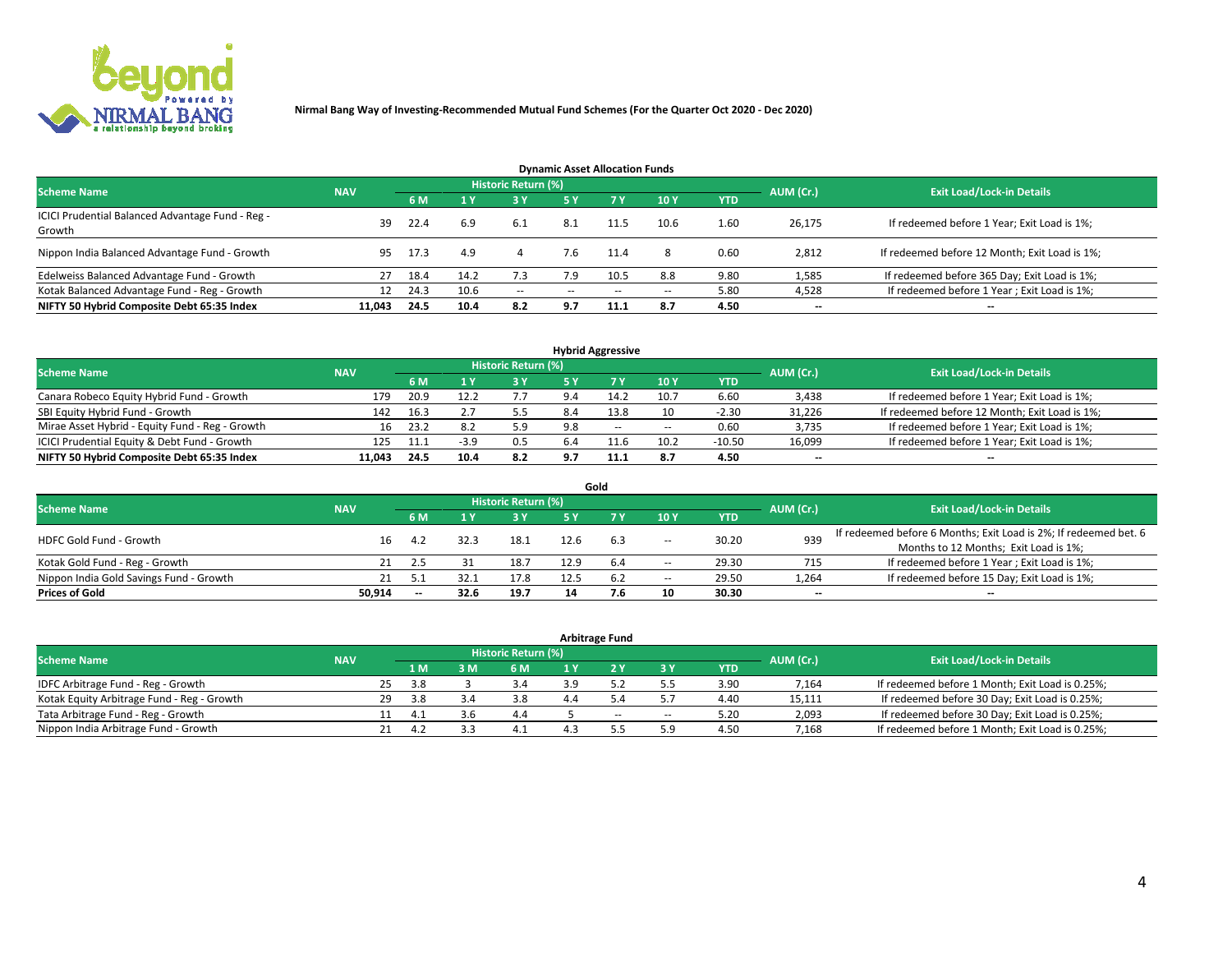Nirmal Bang Way of Investing-Recommended Mutual Fund Schemes (For the Quarter Oct 2020 - Dec 2020)

## Dynamic Asset Allocation Funds

| Scheme Name | NAV | Historic Return (%) | | | | | | | AUM (Cr.) | Exit Load/Lock-in Details |
|---|---|---|---|---|---|---|---|---|---|---|
| | | 6 M | 1 Y | 3 Y | 5 Y | 7 Y | 10 Y | YTD | | |
| ICICI Prudential Balanced Advantage Fund - Reg - Growth | 39 | 22.4 | 6.9 | 6.1 | 8.1 | 11.5 | 10.6 | 1.60 | 26,175 | If redeemed before 1 Year; Exit Load is 1%; |
| Nippon India Balanced Advantage Fund - Growth | 95 | 17.3 | 4.9 | 4 | 7.6 | 11.4 | 8 | 0.60 | 2,812 | If redeemed before 12 Month; Exit Load is 1%; |
| Edelweiss Balanced Advantage Fund - Growth | 27 | 18.4 | 14.2 | 7.3 | 7.9 | 10.5 | 8.8 | 9.80 | 1,585 | If redeemed before 365 Day; Exit Load is 1%; |
| Kotak Balanced Advantage Fund - Reg - Growth | 12 | 24.3 | 10.6 | -- | -- | -- | -- | 5.80 | 4,528 | If redeemed before 1 Year ; Exit Load is 1%; |
| **NIFTY 50 Hybrid Composite Debt 65:35 Index** | **11,043** | **24.5** | **10.4** | **8.2** | **9.7** | **11.1** | **8.7** | **4.50** | **--** | **--** |

## Hybrid Aggressive

| Scheme Name | NAV | Historic Return (%) | | | | | | | AUM (Cr.) | Exit Load/Lock-in Details |
|---|---|---|---|---|---|---|---|---|---|---|
| | | 6 M | 1 Y | 3 Y | 5 Y | 7 Y | 10 Y | YTD | | |
| Canara Robeco Equity Hybrid Fund - Growth | 179 | 20.9 | 12.2 | 7.7 | 9.4 | 14.2 | 10.7 | 6.60 | 3,438 | If redeemed before 1 Year; Exit Load is 1%; |
| SBI Equity Hybrid Fund - Growth | 142 | 16.3 | 2.7 | 5.5 | 8.4 | 13.8 | 10 | -2.30 | 31,226 | If redeemed before 12 Month; Exit Load is 1%; |
| Mirae Asset Hybrid - Equity Fund - Reg - Growth | 16 | 23.2 | 8.2 | 5.9 | 9.8 | -- | -- | 0.60 | 3,735 | If redeemed before 1 Year; Exit Load is 1%; |
| ICICI Prudential Equity & Debt Fund - Growth | 125 | 11.1 | -3.9 | 0.5 | 6.4 | 11.6 | 10.2 | -10.50 | 16,099 | If redeemed before 1 Year; Exit Load is 1%; |
| **NIFTY 50 Hybrid Composite Debt 65:35 Index** | **11,043** | **24.5** | **10.4** | **8.2** | **9.7** | **11.1** | **8.7** | **4.50** | **--** | **--** |

## Gold

| Scheme Name | NAV | Historic Return (%) | | | | | | | AUM (Cr.) | Exit Load/Lock-in Details |
|---|---|---|---|---|---|---|---|---|---|---|
| | | 6 M | 1 Y | 3 Y | 5 Y | 7 Y | 10 Y | YTD | | |
| HDFC Gold Fund - Growth | 16 | 4.2 | 32.3 | 18.1 | 12.6 | 6.3 | -- | 30.20 | 939 | If redeemed before 6 Months; Exit Load is 2%; If redeemed bet. 6 Months to 12 Months; Exit Load is 1%; |
| Kotak Gold Fund - Reg - Growth | 21 | 2.5 | 31 | 18.7 | 12.9 | 6.4 | -- | 29.30 | 715 | If redeemed before 1 Year ; Exit Load is 1%; |
| Nippon India Gold Savings Fund - Growth | 21 | 5.1 | 32.1 | 17.8 | 12.5 | 6.2 | -- | 29.50 | 1,264 | If redeemed before 15 Day; Exit Load is 1%; |
| **Prices of Gold** | **50,914** | **--** | **32.6** | **19.7** | **14** | **7.6** | **10** | **30.30** | **--** | **--** |

## Arbitrage Fund

| Scheme Name | NAV | Historic Return (%) | | | | | | | AUM (Cr.) | Exit Load/Lock-in Details |
|---|---|---|---|---|---|---|---|---|---|---|
| | | 1 M | 3 M | 6 M | 1 Y | 2 Y | 3 Y | YTD | | |
| IDFC Arbitrage Fund - Reg - Growth | 25 | 3.8 | 3 | 3.4 | 3.9 | 5.2 | 5.5 | 3.90 | 7,164 | If redeemed before 1 Month; Exit Load is 0.25%; |
| Kotak Equity Arbitrage Fund - Reg - Growth | 29 | 3.8 | 3.4 | 3.8 | 4.4 | 5.4 | 5.7 | 4.40 | 15,111 | If redeemed before 30 Day; Exit Load is 0.25%; |
| Tata Arbitrage Fund - Reg - Growth | 11 | 4.1 | 3.6 | 4.4 | 5 | -- | -- | 5.20 | 2,093 | If redeemed before 30 Day; Exit Load is 0.25%; |
| Nippon India Arbitrage Fund - Growth | 21 | 4.2 | 3.3 | 4.1 | 4.3 | 5.5 | 5.9 | 4.50 | 7,168 | If redeemed before 1 Month; Exit Load is 0.25%; |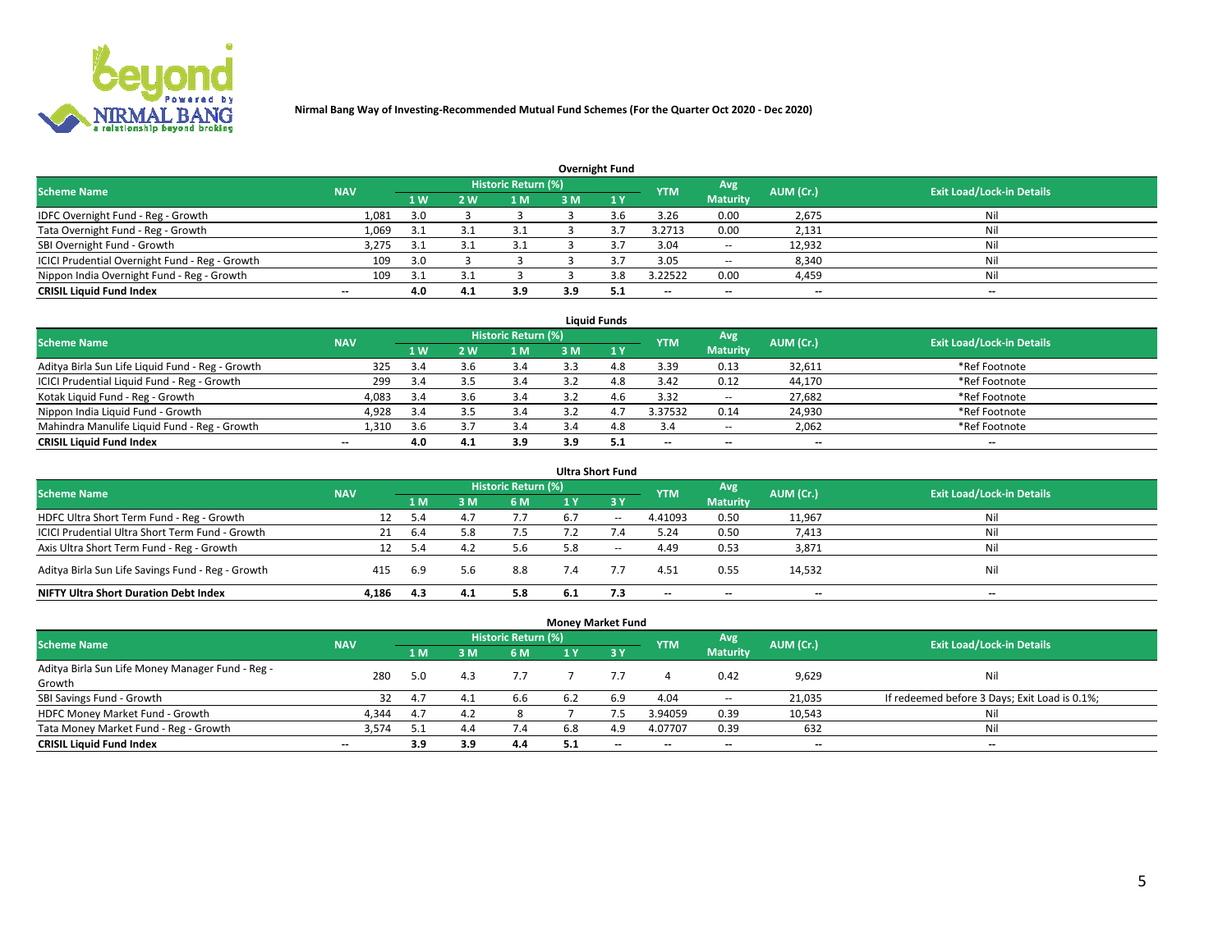**Nirmal Bang Way of Investing-Recommended Mutual Fund Schemes (For the Quarter Oct 2020 - Dec 2020)**

### Overnight Fund

| Scheme Name | NAV | Historic Return (%) | | | | | YTM | Avg Maturity | AUM (Cr.) | Exit Load/Lock-in Details |
|---|---|---|---|---|---|---|---|---|---|---|
| | | 1 W | 2 W | 1 M | 3 M | 1 Y | | | | |
| IDFC Overnight Fund - Reg - Growth | 1,081 | 3.0 | 3 | 3 | 3 | 3.6 | 3.26 | 0.00 | 2,675 | Nil |
| Tata Overnight Fund - Reg - Growth | 1,069 | 3.1 | 3.1 | 3.1 | 3 | 3.7 | 3.2713 | 0.00 | 2,131 | Nil |
| SBI Overnight Fund - Growth | 3,275 | 3.1 | 3.1 | 3.1 | 3 | 3.7 | 3.04 | -- | 12,932 | Nil |
| ICICI Prudential Overnight Fund - Reg - Growth | 109 | 3.0 | 3 | 3 | 3 | 3.7 | 3.05 | -- | 8,340 | Nil |
| Nippon India Overnight Fund - Reg - Growth | 109 | 3.1 | 3.1 | 3 | 3 | 3.8 | 3.22522 | 0.00 | 4,459 | Nil |
| **CRISIL Liquid Fund Index** | -- | **4.0** | **4.1** | **3.9** | **3.9** | **5.1** | -- | -- | -- | -- |

### Liquid Funds

| Scheme Name | NAV | Historic Return (%) | | | | | YTM | Avg Maturity | AUM (Cr.) | Exit Load/Lock-in Details |
|---|---|---|---|---|---|---|---|---|---|---|
| | | 1 W | 2 W | 1 M | 3 M | 1 Y | | | | |
| Aditya Birla Sun Life Liquid Fund - Reg - Growth | 325 | 3.4 | 3.6 | 3.4 | 3.3 | 4.8 | 3.39 | 0.13 | 32,611 | *Ref Footnote |
| ICICI Prudential Liquid Fund - Reg - Growth | 299 | 3.4 | 3.5 | 3.4 | 3.2 | 4.8 | 3.42 | 0.12 | 44,170 | *Ref Footnote |
| Kotak Liquid Fund - Reg - Growth | 4,083 | 3.4 | 3.6 | 3.4 | 3.2 | 4.6 | 3.32 | -- | 27,682 | *Ref Footnote |
| Nippon India Liquid Fund - Growth | 4,928 | 3.4 | 3.5 | 3.4 | 3.2 | 4.7 | 3.37532 | 0.14 | 24,930 | *Ref Footnote |
| Mahindra Manulife Liquid Fund - Reg - Growth | 1,310 | 3.6 | 3.7 | 3.4 | 3.4 | 4.8 | 3.4 | -- | 2,062 | *Ref Footnote |
| **CRISIL Liquid Fund Index** | -- | **4.0** | **4.1** | **3.9** | **3.9** | **5.1** | -- | -- | -- | -- |

### Ultra Short Fund

| Scheme Name | NAV | Historic Return (%) | | | | | YTM | Avg Maturity | AUM (Cr.) | Exit Load/Lock-in Details |
|---|---|---|---|---|---|---|---|---|---|---|
| | | 1 M | 3 M | 6 M | 1 Y | 3 Y | | | | |
| HDFC Ultra Short Term Fund - Reg - Growth | 12 | 5.4 | 4.7 | 7.7 | 6.7 | -- | 4.41093 | 0.50 | 11,967 | Nil |
| ICICI Prudential Ultra Short Term Fund - Growth | 21 | 6.4 | 5.8 | 7.5 | 7.2 | 7.4 | 5.24 | 0.50 | 7,413 | Nil |
| Axis Ultra Short Term Fund - Reg - Growth | 12 | 5.4 | 4.2 | 5.6 | 5.8 | -- | 4.49 | 0.53 | 3,871 | Nil |
| Aditya Birla Sun Life Savings Fund - Reg - Growth | 415 | 6.9 | 5.6 | 8.8 | 7.4 | 7.7 | 4.51 | 0.55 | 14,532 | Nil |
| **NIFTY Ultra Short Duration Debt Index** | **4,186** | **4.3** | **4.1** | **5.8** | **6.1** | **7.3** | -- | -- | -- | -- |

### Money Market Fund

| Scheme Name | NAV | Historic Return (%) | | | | | YTM | Avg Maturity | AUM (Cr.) | Exit Load/Lock-in Details |
|---|---|---|---|---|---|---|---|---|---|---|
| | | 1 M | 3 M | 6 M | 1 Y | 3 Y | | | | |
| Aditya Birla Sun Life Money Manager Fund - Reg - Growth | 280 | 5.0 | 4.3 | 7.7 | 7 | 7.7 | 4 | 0.42 | 9,629 | Nil |
| SBI Savings Fund - Growth | 32 | 4.7 | 4.1 | 6.6 | 6.2 | 6.9 | 4.04 | -- | 21,035 | If redeemed before 3 Days; Exit Load is 0.1%; |
| HDFC Money Market Fund - Growth | 4,344 | 4.7 | 4.2 | 8 | 7 | 7.5 | 3.94059 | 0.39 | 10,543 | Nil |
| Tata Money Market Fund - Reg - Growth | 3,574 | 5.1 | 4.4 | 7.4 | 6.8 | 4.9 | 4.07707 | 0.39 | 632 | Nil |
| **CRISIL Liquid Fund Index** | -- | **3.9** | **3.9** | **4.4** | **5.1** | -- | -- | -- | -- | -- |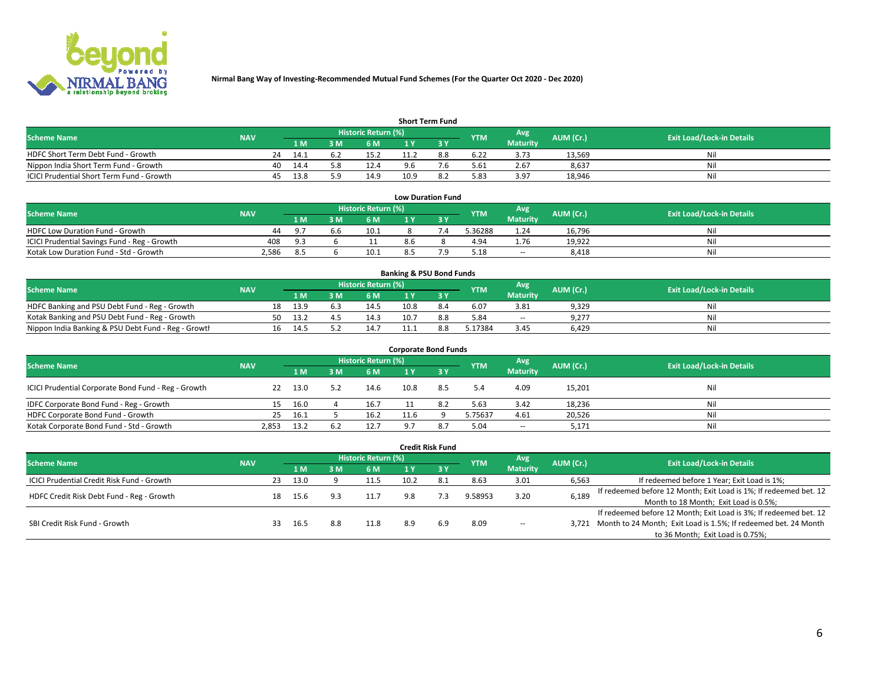**Nirmal Bang Way of Investing-Recommended Mutual Fund Schemes (For the Quarter Oct 2020 - Dec 2020)**

### Short Term Fund

| Scheme Name | NAV | Historic Return (%) 1 M | 3 M | 6 M | 1 Y | 3 Y | YTM | Avg Maturity | AUM (Cr.) | Exit Load/Lock-in Details |
|---|---|---|---|---|---|---|---|---|---|---|
| HDFC Short Term Debt Fund - Growth | 24 | 14.1 | 6.2 | 15.2 | 11.2 | 8.8 | 6.22 | 3.73 | 13,569 | Nil |
| Nippon India Short Term Fund - Growth | 40 | 14.4 | 5.8 | 12.4 | 9.6 | 7.6 | 5.61 | 2.67 | 8,637 | Nil |
| ICICI Prudential Short Term Fund - Growth | 45 | 13.8 | 5.9 | 14.9 | 10.9 | 8.2 | 5.83 | 3.97 | 18,946 | Nil |

### Low Duration Fund

| Scheme Name | NAV | Historic Return (%) 1 M | 3 M | 6 M | 1 Y | 3 Y | YTM | Avg Maturity | AUM (Cr.) | Exit Load/Lock-in Details |
|---|---|---|---|---|---|---|---|---|---|---|
| HDFC Low Duration Fund - Growth | 44 | 9.7 | 6.6 | 10.1 | 8 | 7.4 | 5.36288 | 1.24 | 16,796 | Nil |
| ICICI Prudential Savings Fund - Reg - Growth | 408 | 9.3 | 6 | 11 | 8.6 | 8 | 4.94 | 1.76 | 19,922 | Nil |
| Kotak Low Duration Fund - Std - Growth | 2,586 | 8.5 | 6 | 10.1 | 8.5 | 7.9 | 5.18 | -- | 8,418 | Nil |

### Banking & PSU Bond Funds

| Scheme Name | NAV | Historic Return (%) 1 M | 3 M | 6 M | 1 Y | 3 Y | YTM | Avg Maturity | AUM (Cr.) | Exit Load/Lock-in Details |
|---|---|---|---|---|---|---|---|---|---|---|
| HDFC Banking and PSU Debt Fund - Reg - Growth | 18 | 13.9 | 6.3 | 14.5 | 10.8 | 8.4 | 6.07 | 3.81 | 9,329 | Nil |
| Kotak Banking and PSU Debt Fund - Reg - Growth | 50 | 13.2 | 4.5 | 14.3 | 10.7 | 8.8 | 5.84 | -- | 9,277 | Nil |
| Nippon India Banking & PSU Debt Fund - Reg - Growth | 16 | 14.5 | 5.2 | 14.7 | 11.1 | 8.8 | 5.17384 | 3.45 | 6,429 | Nil |

### Corporate Bond Funds

| Scheme Name | NAV | Historic Return (%) 1 M | 3 M | 6 M | 1 Y | 3 Y | YTM | Avg Maturity | AUM (Cr.) | Exit Load/Lock-in Details |
|---|---|---|---|---|---|---|---|---|---|---|
| ICICI Prudential Corporate Bond Fund - Reg - Growth | 22 | 13.0 | 5.2 | 14.6 | 10.8 | 8.5 | 5.4 | 4.09 | 15,201 | Nil |
| IDFC Corporate Bond Fund - Reg - Growth | 15 | 16.0 | 4 | 16.7 | 11 | 8.2 | 5.63 | 3.42 | 18,236 | Nil |
| HDFC Corporate Bond Fund - Growth | 25 | 16.1 | 5 | 16.2 | 11.6 | 9 | 5.75637 | 4.61 | 20,526 | Nil |
| Kotak Corporate Bond Fund - Std - Growth | 2,853 | 13.2 | 6.2 | 12.7 | 9.7 | 8.7 | 5.04 | -- | 5,171 | Nil |

### Credit Risk Fund

| Scheme Name | NAV | Historic Return (%) 1 M | 3 M | 6 M | 1 Y | 3 Y | YTM | Avg Maturity | AUM (Cr.) | Exit Load/Lock-in Details |
|---|---|---|---|---|---|---|---|---|---|---|
| ICICI Prudential Credit Risk Fund - Growth | 23 | 13.0 | 9 | 11.5 | 10.2 | 8.1 | 8.63 | 3.01 | 6,563 | If redeemed before 1 Year; Exit Load is 1%; |
| HDFC Credit Risk Debt Fund - Reg - Growth | 18 | 15.6 | 9.3 | 11.7 | 9.8 | 7.3 | 9.58953 | 3.20 | 6,189 | If redeemed before 12 Month; Exit Load is 1%; If redeemed bet. 12 Month to 18 Month; Exit Load is 0.5%; |
| SBI Credit Risk Fund - Growth | 33 | 16.5 | 8.8 | 11.8 | 8.9 | 6.9 | 8.09 | -- | 3,721 | If redeemed before 12 Month; Exit Load is 3%; If redeemed bet. 12 Month to 24 Month; Exit Load is 1.5%; If redeemed bet. 24 Month to 36 Month; Exit Load is 0.75%; |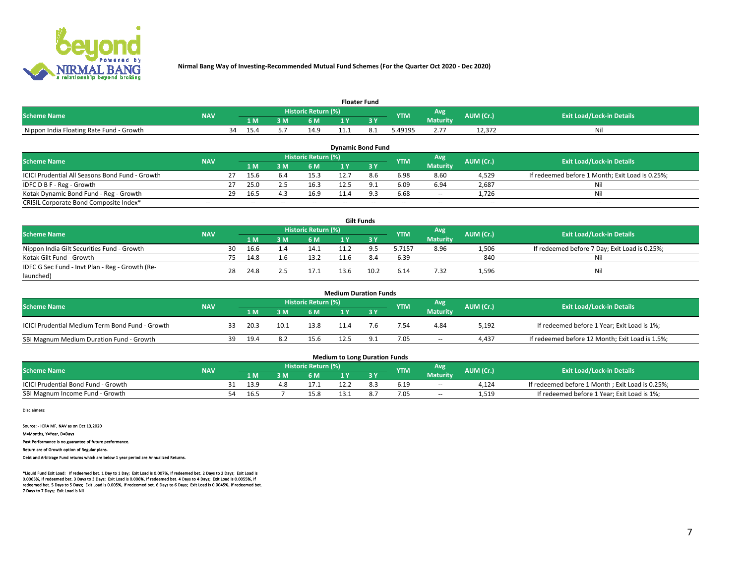**Nirmal Bang Way of Investing-Recommended Mutual Fund Schemes (For the Quarter Oct 2020 - Dec 2020)**

### Floater Fund

| Scheme Name | NAV | Historic Return (%) | | | | | YTM | Avg Maturity | AUM (Cr.) | Exit Load/Lock-in Details |
|---|---|---|---|---|---|---|---|---|---|---|
| | | 1 M | 3 M | 6 M | 1 Y | 3 Y | | | | |
| Nippon India Floating Rate Fund - Growth | 34 | 15.4 | 5.7 | 14.9 | 11.1 | 8.1 | 5.49195 | 2.77 | 12,372 | Nil |

### Dynamic Bond Fund

| Scheme Name | NAV | Historic Return (%) | | | | | YTM | Avg Maturity | AUM (Cr.) | Exit Load/Lock-in Details |
|---|---|---|---|---|---|---|---|---|---|---|
| | | 1 M | 3 M | 6 M | 1 Y | 3 Y | | | | |
| ICICI Prudential All Seasons Bond Fund - Growth | 27 | 15.6 | 6.4 | 15.3 | 12.7 | 8.6 | 6.98 | 8.60 | 4,529 | If redeemed before 1 Month; Exit Load is 0.25%; |
| IDFC D B F - Reg - Growth | 27 | 25.0 | 2.5 | 16.3 | 12.5 | 9.1 | 6.09 | 6.94 | 2,687 | Nil |
| Kotak Dynamic Bond Fund - Reg - Growth | 29 | 16.5 | 4.3 | 16.9 | 11.4 | 9.3 | 6.68 | -- | 1,726 | Nil |
| CRISIL Corporate Bond Composite Index* | -- | -- | -- | -- | -- | -- | -- | -- | -- | -- |

### Gilt Funds

| Scheme Name | NAV | Historic Return (%) | | | | | YTM | Avg Maturity | AUM (Cr.) | Exit Load/Lock-in Details |
|---|---|---|---|---|---|---|---|---|---|---|
| | | 1 M | 3 M | 6 M | 1 Y | 3 Y | | | | |
| Nippon India Gilt Securities Fund - Growth | 30 | 16.6 | 1.4 | 14.1 | 11.2 | 9.5 | 5.7157 | 8.96 | 1,506 | If redeemed before 7 Day; Exit Load is 0.25%; |
| Kotak Gilt Fund - Growth | 75 | 14.8 | 1.6 | 13.2 | 11.6 | 8.4 | 6.39 | -- | 840 | Nil |
| IDFC G Sec Fund - Invt Plan - Reg - Growth (Re-launched) | 28 | 24.8 | 2.5 | 17.1 | 13.6 | 10.2 | 6.14 | 7.32 | 1,596 | Nil |

### Medium Duration Funds

| Scheme Name | NAV | Historic Return (%) | | | | | YTM | Avg Maturity | AUM (Cr.) | Exit Load/Lock-in Details |
|---|---|---|---|---|---|---|---|---|---|---|
| | | 1 M | 3 M | 6 M | 1 Y | 3 Y | | | | |
| ICICI Prudential Medium Term Bond Fund - Growth | 33 | 20.3 | 10.1 | 13.8 | 11.4 | 7.6 | 7.54 | 4.84 | 5,192 | If redeemed before 1 Year; Exit Load is 1%; |
| SBI Magnum Medium Duration Fund - Growth | 39 | 19.4 | 8.2 | 15.6 | 12.5 | 9.1 | 7.05 | -- | 4,437 | If redeemed before 12 Month; Exit Load is 1.5%; |

### Medium to Long Duration Funds

| Scheme Name | NAV | Historic Return (%) | | | | | YTM | Avg Maturity | AUM (Cr.) | Exit Load/Lock-in Details |
|---|---|---|---|---|---|---|---|---|---|---|
| | | 1 M | 3 M | 6 M | 1 Y | 3 Y | | | | |
| ICICI Prudential Bond Fund - Growth | 31 | 13.9 | 4.8 | 17.1 | 12.2 | 8.3 | 6.19 | -- | 4,124 | If redeemed before 1 Month ; Exit Load is 0.25%; |
| SBI Magnum Income Fund - Growth | 54 | 16.5 | 7 | 15.8 | 13.1 | 8.7 | 7.05 | -- | 1,519 | If redeemed before 1 Year; Exit Load is 1%; |

Disclaimers:

Source: - ICRA MF, NAV as on Oct 13,2020

M=Months, Y=Year, D=Days

Past Performance is no guarantee of future performance.

Return are of Growth option of Regular plans.

Debt and Arbitrage Fund returns which are below 1 year period are Annualized Returns.

*Liquid Fund Exit Load: If redeemed bet. 1 Day to 1 Day; Exit Load is 0.007%, If redeemed bet. 2 Days to 2 Days; Exit Load is 0.0065%, If redeemed bet. 3 Days to 3 Days; Exit Load is 0.006%, If redeemed bet. 4 Days to 4 Days; Exit Load is 0.0055%, If redeemed bet. 5 Days to 5 Days; Exit Load is 0.005%, If redeemed bet. 6 Days to 6 Days; Exit Load is 0.0045%, If redeemed bet. 7 Days to 7 Days; Exit Load is Nil